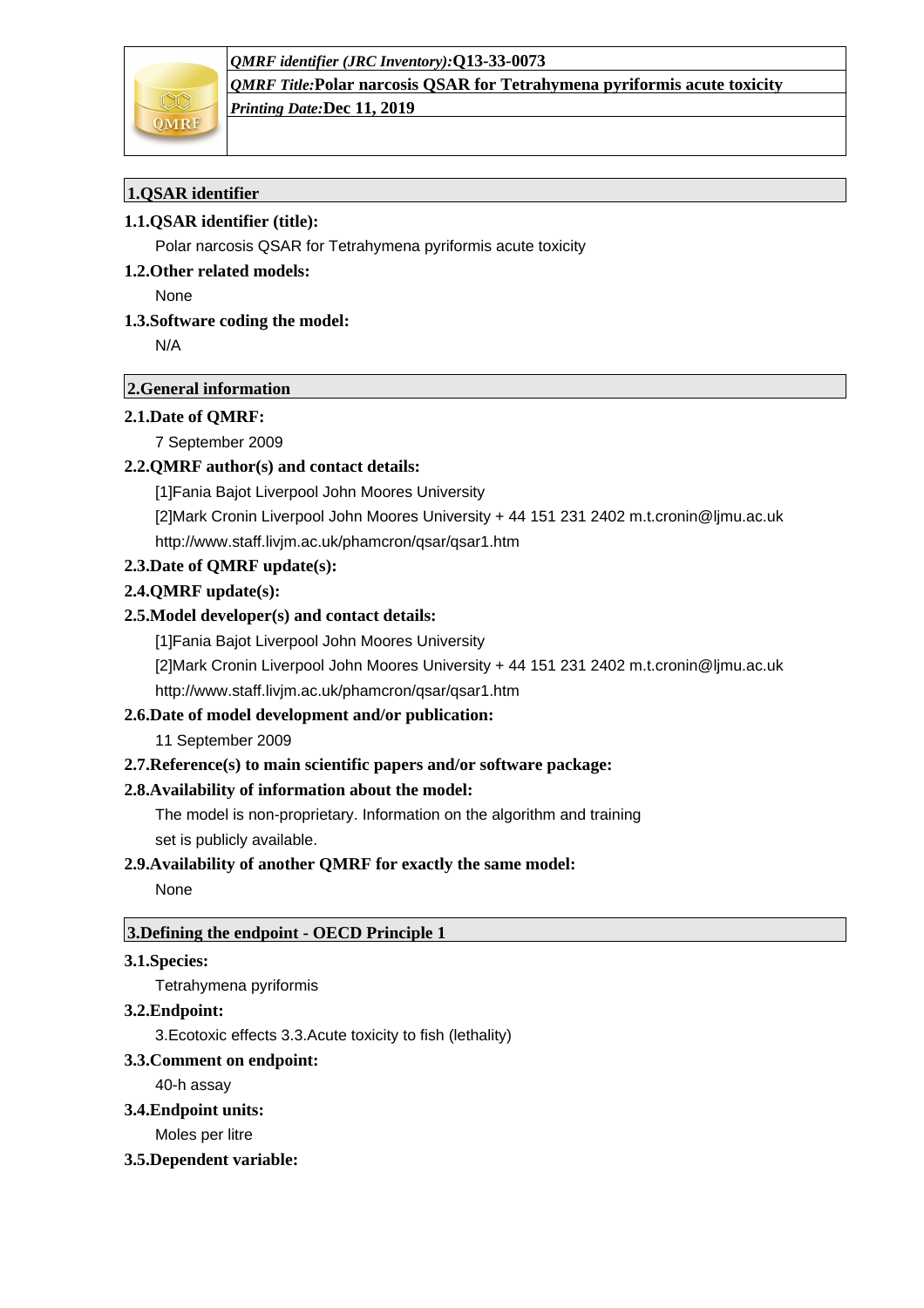*QMRF identifier (JRC Inventory):* **Q13-33-0073**

*QMRF Title:* **Polar narcosis QSAR for Tetrahymena pyriformis acute toxicity**

*Printing Date:* **Dec 11, 2019**

## 1.QSAR identifier

### 1.1.QSAR identifier (title):

Polar narcosis QSAR for Tetrahymena pyriformis acute toxicity

### 1.2.Other related models:

None

### 1.3.Software coding the model:

N/A

## 2.General information

### 2.1.Date of QMRF:

7 September 2009

### 2.2.QMRF author(s) and contact details:

[1]Fania Bajot Liverpool John Moores University

[2]Mark Cronin Liverpool John Moores University + 44 151 231 2402 m.t.cronin@ljmu.ac.uk http://www.staff.livjm.ac.uk/phamcron/qsar/qsar1.htm

### 2.3.Date of QMRF update(s):

### 2.4.QMRF update(s):

### 2.5.Model developer(s) and contact details:

[1]Fania Bajot Liverpool John Moores University

[2]Mark Cronin Liverpool John Moores University + 44 151 231 2402 m.t.cronin@ljmu.ac.uk http://www.staff.livjm.ac.uk/phamcron/qsar/qsar1.htm

### 2.6.Date of model development and/or publication:

11 September 2009

### 2.7.Reference(s) to main scientific papers and/or software package:

### 2.8.Availability of information about the model:

The model is non-proprietary. Information on the algorithm and training set is publicly available.

### 2.9.Availability of another QMRF for exactly the same model:

None

## 3.Defining the endpoint - OECD Principle 1

### 3.1.Species:

Tetrahymena pyriformis

### 3.2.Endpoint:

3.Ecotoxic effects 3.3.Acute toxicity to fish (lethality)

### 3.3.Comment on endpoint:

40-h assay

### 3.4.Endpoint units:

Moles per litre

### 3.5.Dependent variable: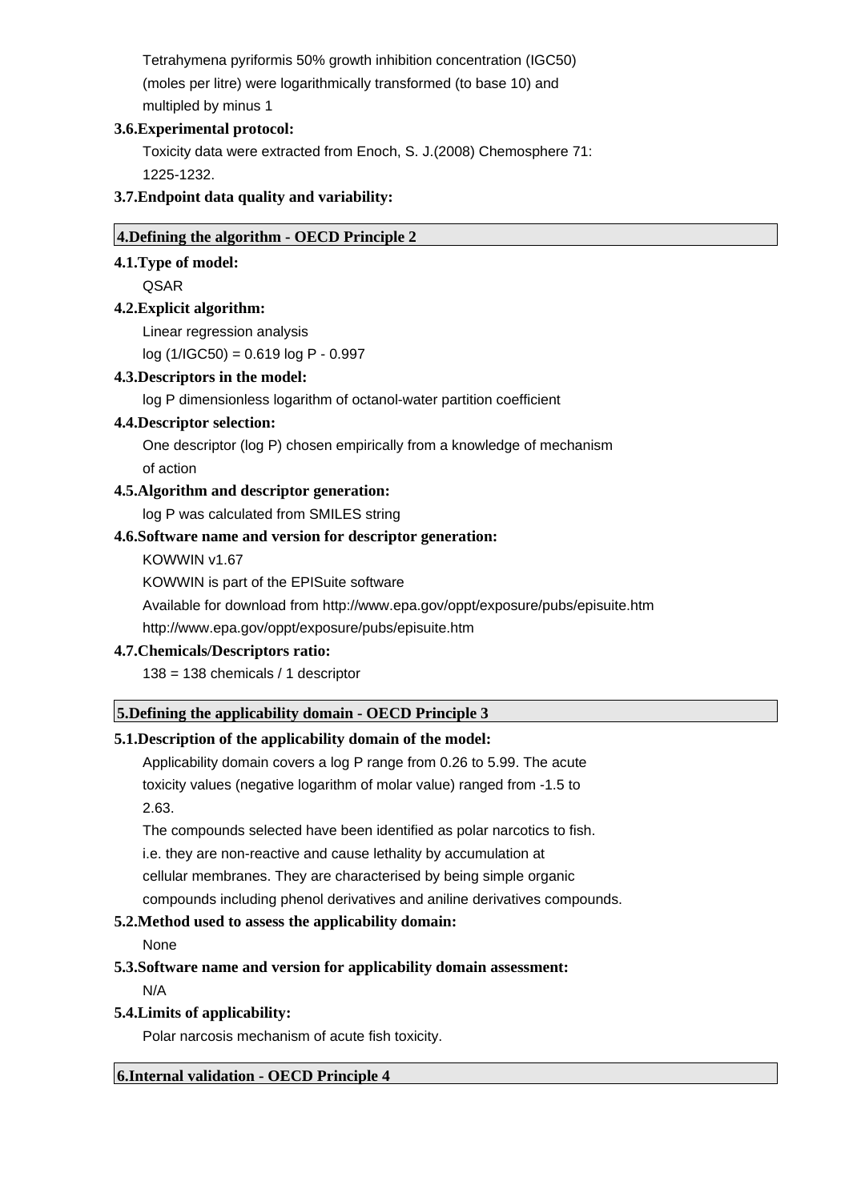Tetrahymena pyriformis 50% growth inhibition concentration (IGC50) (moles per litre) were logarithmically transformed (to base 10) and multipled by minus 1

**3.6.Experimental protocol:**

Toxicity data were extracted from Enoch, S. J.(2008) Chemosphere 71: 1225-1232.

**3.7.Endpoint data quality and variability:**

## 4.Defining the algorithm - OECD Principle 2

**4.1.Type of model:**

QSAR

**4.2.Explicit algorithm:**

Linear regression analysis

$\log(1/IGC50) = 0.619 \log P - 0.997$

**4.3.Descriptors in the model:**

log P dimensionless logarithm of octanol-water partition coefficient

**4.4.Descriptor selection:**

One descriptor (log P) chosen empirically from a knowledge of mechanism of action

**4.5.Algorithm and descriptor generation:**

log P was calculated from SMILES string

**4.6.Software name and version for descriptor generation:**

KOWWIN v1.67

KOWWIN is part of the EPISuite software

Available for download from http://www.epa.gov/oppt/exposure/pubs/episuite.htm

http://www.epa.gov/oppt/exposure/pubs/episuite.htm

**4.7.Chemicals/Descriptors ratio:**

138 = 138 chemicals / 1 descriptor

## 5.Defining the applicability domain - OECD Principle 3

**5.1.Description of the applicability domain of the model:**

Applicability domain covers a log P range from 0.26 to 5.99. The acute toxicity values (negative logarithm of molar value) ranged from -1.5 to 2.63.

The compounds selected have been identified as polar narcotics to fish. i.e. they are non-reactive and cause lethality by accumulation at cellular membranes. They are characterised by being simple organic compounds including phenol derivatives and aniline derivatives compounds.

**5.2.Method used to assess the applicability domain:**

None

**5.3.Software name and version for applicability domain assessment:**

N/A

**5.4.Limits of applicability:**

Polar narcosis mechanism of acute fish toxicity.

## 6.Internal validation - OECD Principle 4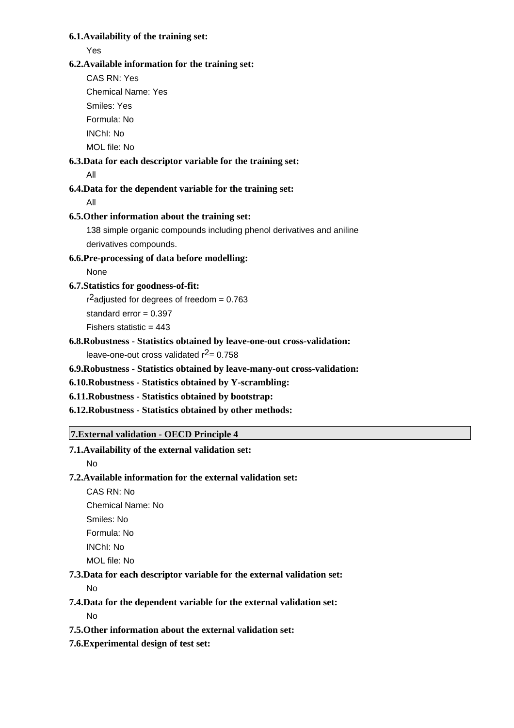**6.1.Availability of the training set:**

Yes

**6.2.Available information for the training set:**

CAS RN: Yes

Chemical Name: Yes

Smiles: Yes

Formula: No

INChI: No

MOL file: No

**6.3.Data for each descriptor variable for the training set:**

All

**6.4.Data for the dependent variable for the training set:**

All

**6.5.Other information about the training set:**

138 simple organic compounds including phenol derivatives and aniline derivatives compounds.

**6.6.Pre-processing of data before modelling:**

None

**6.7.Statistics for goodness-of-fit:**

$r^2$adjusted for degrees of freedom = 0.763

standard error = 0.397

Fishers statistic = 443

**6.8.Robustness - Statistics obtained by leave-one-out cross-validation:**

leave-one-out cross validated $r^2$= 0.758

**6.9.Robustness - Statistics obtained by leave-many-out cross-validation:**

**6.10.Robustness - Statistics obtained by Y-scrambling:**

**6.11.Robustness - Statistics obtained by bootstrap:**

**6.12.Robustness - Statistics obtained by other methods:**

## 7.External validation - OECD Principle 4

**7.1.Availability of the external validation set:**

No

**7.2.Available information for the external validation set:**

CAS RN: No

Chemical Name: No

Smiles: No

Formula: No

INChI: No

MOL file: No

**7.3.Data for each descriptor variable for the external validation set:**

No

**7.4.Data for the dependent variable for the external validation set:**

No

**7.5.Other information about the external validation set:**

**7.6.Experimental design of test set:**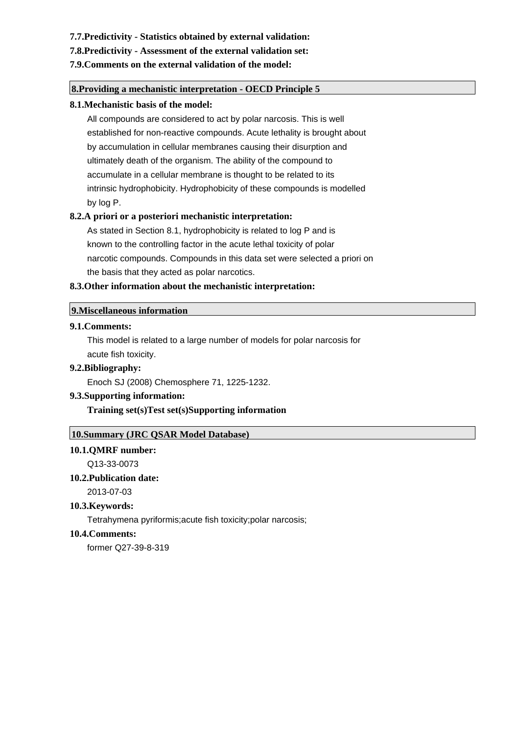**7.7.Predictivity - Statistics obtained by external validation:**

**7.8.Predictivity - Assessment of the external validation set:**

**7.9.Comments on the external validation of the model:**

## 8.Providing a mechanistic interpretation - OECD Principle 5

**8.1.Mechanistic basis of the model:**

All compounds are considered to act by polar narcosis. This is well established for non-reactive compounds. Acute lethality is brought about by accumulation in cellular membranes causing their disurption and ultimately death of the organism. The ability of the compound to accumulate in a cellular membrane is thought to be related to its intrinsic hydrophobicity. Hydrophobicity of these compounds is modelled by log P.

**8.2.A priori or a posteriori mechanistic interpretation:**

As stated in Section 8.1, hydrophobicity is related to log P and is known to the controlling factor in the acute lethal toxicity of polar narcotic compounds. Compounds in this data set were selected a priori on the basis that they acted as polar narcotics.

**8.3.Other information about the mechanistic interpretation:**

## 9.Miscellaneous information

**9.1.Comments:**

This model is related to a large number of models for polar narcosis for acute fish toxicity.

**9.2.Bibliography:**

Enoch SJ (2008) Chemosphere 71, 1225-1232.

**9.3.Supporting information:**

**Training set(s)Test set(s)Supporting information**

## 10.Summary (JRC QSAR Model Database)

**10.1.QMRF number:**

Q13-33-0073

**10.2.Publication date:**

2013-07-03

**10.3.Keywords:**

Tetrahymena pyriformis;acute fish toxicity;polar narcosis;

**10.4.Comments:**

former Q27-39-8-319